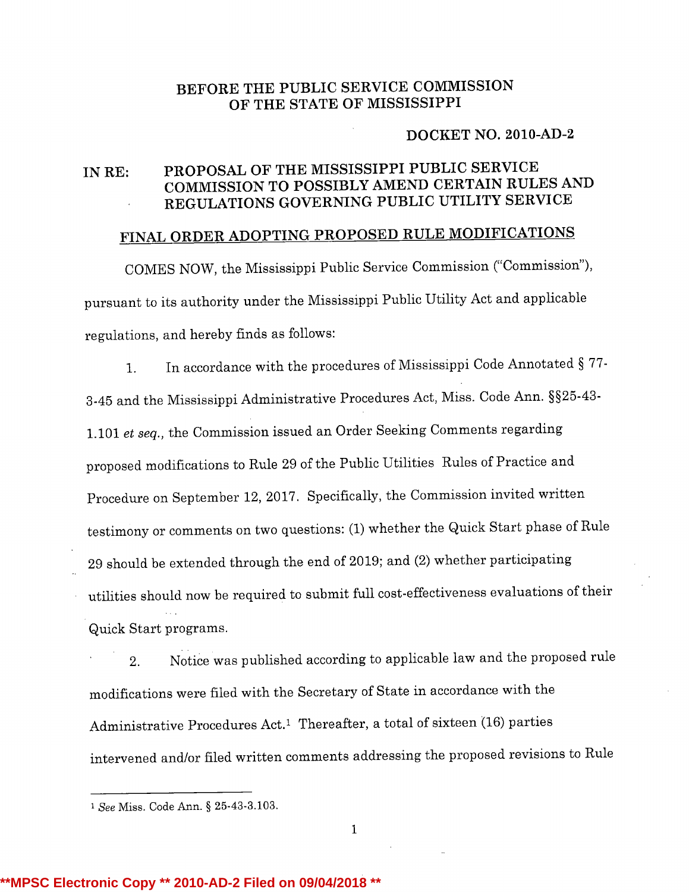BEFORE THE PUBLIC SERVICE COMMISSION
OF THE STATE OF MISSISSIPPI

DOCKET NO. 2010-AD-2

IN RE: PROPOSAL OF THE MISSISSIPPI PUBLIC SERVICE COMMISSION TO POSSIBLY AMEND CERTAIN RULES AND REGULATIONS GOVERNING PUBLIC UTILITY SERVICE

# FINAL ORDER ADOPTING PROPOSED RULE MODIFICATIONS

COMES NOW, the Mississippi Public Service Commission ("Commission"), pursuant to its authority under the Mississippi Public Utility Act and applicable regulations, and hereby finds as follows:

1. In accordance with the procedures of Mississippi Code Annotated § 77-3-45 and the Mississippi Administrative Procedures Act, Miss. Code Ann. §§25-43-1.101 *et seq.*, the Commission issued an Order Seeking Comments regarding proposed modifications to Rule 29 of the Public Utilities Rules of Practice and Procedure on September 12, 2017. Specifically, the Commission invited written testimony or comments on two questions: (1) whether the Quick Start phase of Rule 29 should be extended through the end of 2019; and (2) whether participating utilities should now be required to submit full cost-effectiveness evaluations of their Quick Start programs.

2. Notice was published according to applicable law and the proposed rule modifications were filed with the Secretary of State in accordance with the Administrative Procedures Act.[1] Thereafter, a total of sixteen (16) parties intervened and/or filed written comments addressing the proposed revisions to Rule

[1] *See* Miss. Code Ann. § 25-43-3.103.

**MPSC Electronic Copy ** 2010-AD-2 Filed on 09/04/2018 **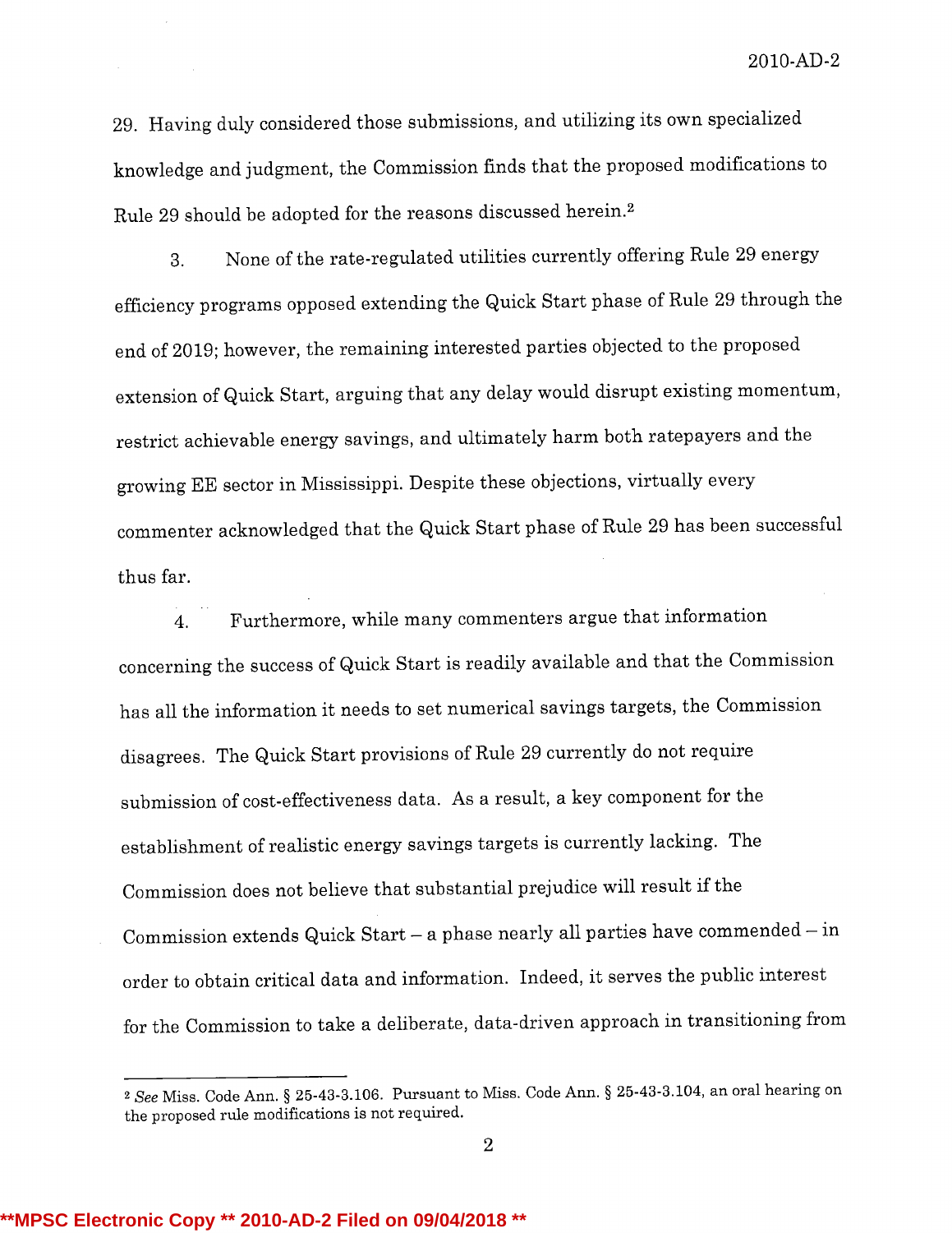29. Having duly considered those submissions, and utilizing its own specialized knowledge and judgment, the Commission finds that the proposed modifications to Rule 29 should be adopted for the reasons discussed herein.[2]

3. None of the rate-regulated utilities currently offering Rule 29 energy efficiency programs opposed extending the Quick Start phase of Rule 29 through the end of 2019; however, the remaining interested parties objected to the proposed extension of Quick Start, arguing that any delay would disrupt existing momentum, restrict achievable energy savings, and ultimately harm both ratepayers and the growing EE sector in Mississippi. Despite these objections, virtually every commenter acknowledged that the Quick Start phase of Rule 29 has been successful thus far.

4. Furthermore, while many commenters argue that information concerning the success of Quick Start is readily available and that the Commission has all the information it needs to set numerical savings targets, the Commission disagrees. The Quick Start provisions of Rule 29 currently do not require submission of cost-effectiveness data. As a result, a key component for the establishment of realistic energy savings targets is currently lacking. The Commission does not believe that substantial prejudice will result if the Commission extends Quick Start – a phase nearly all parties have commended – in order to obtain critical data and information. Indeed, it serves the public interest for the Commission to take a deliberate, data-driven approach in transitioning from

---

[2] *See* Miss. Code Ann. § 25-43-3.106. Pursuant to Miss. Code Ann. § 25-43-3.104, an oral hearing on the proposed rule modifications is not required.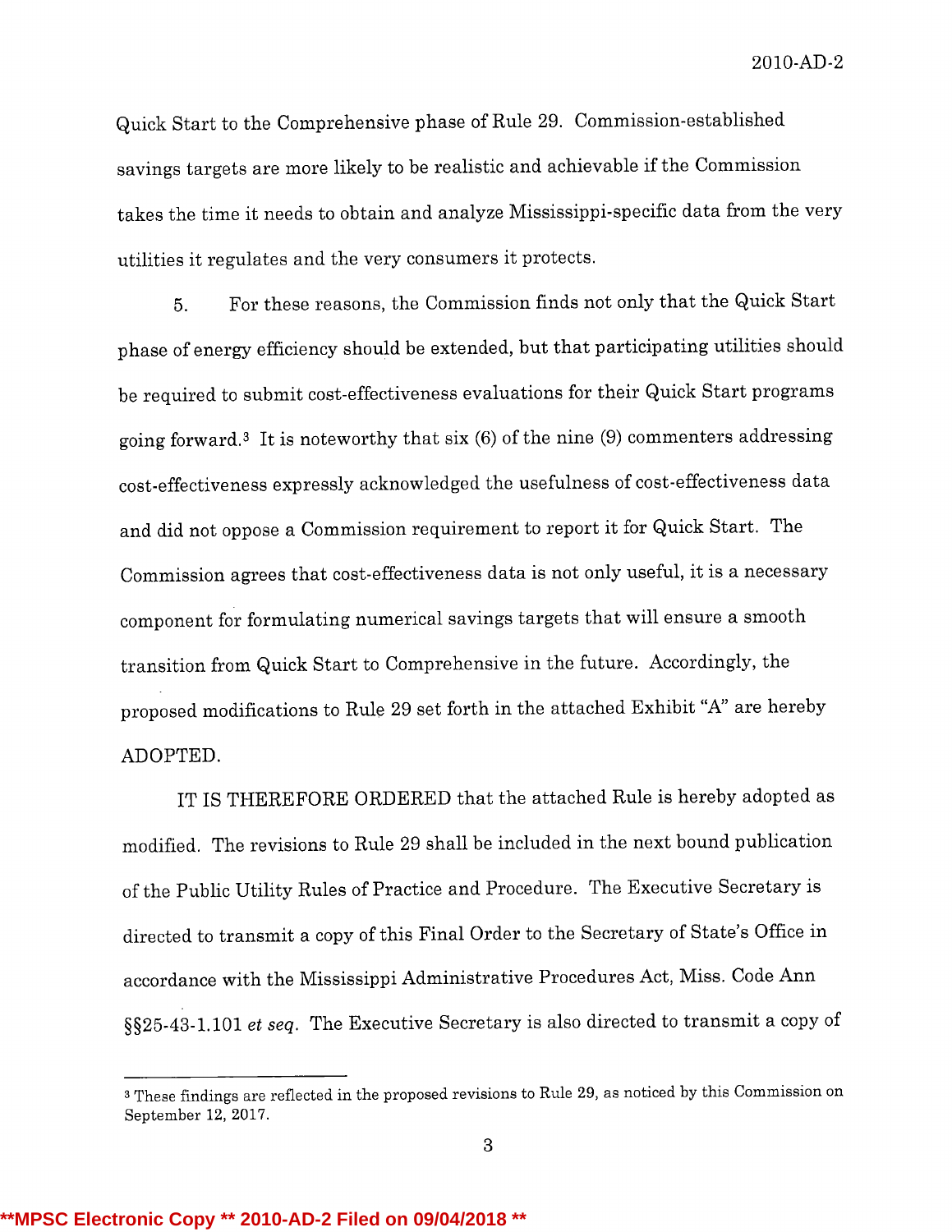Quick Start to the Comprehensive phase of Rule 29. Commission-established savings targets are more likely to be realistic and achievable if the Commission takes the time it needs to obtain and analyze Mississippi-specific data from the very utilities it regulates and the very consumers it protects.

5. For these reasons, the Commission finds not only that the Quick Start phase of energy efficiency should be extended, but that participating utilities should be required to submit cost-effectiveness evaluations for their Quick Start programs going forward.[3] It is noteworthy that six (6) of the nine (9) commenters addressing cost-effectiveness expressly acknowledged the usefulness of cost-effectiveness data and did not oppose a Commission requirement to report it for Quick Start. The Commission agrees that cost-effectiveness data is not only useful, it is a necessary component for formulating numerical savings targets that will ensure a smooth transition from Quick Start to Comprehensive in the future. Accordingly, the proposed modifications to Rule 29 set forth in the attached Exhibit "A" are hereby ADOPTED.

IT IS THEREFORE ORDERED that the attached Rule is hereby adopted as modified. The revisions to Rule 29 shall be included in the next bound publication of the Public Utility Rules of Practice and Procedure. The Executive Secretary is directed to transmit a copy of this Final Order to the Secretary of State's Office in accordance with the Mississippi Administrative Procedures Act, Miss. Code Ann §§25-43-1.101 *et seq*. The Executive Secretary is also directed to transmit a copy of

---

[3] These findings are reflected in the proposed revisions to Rule 29, as noticed by this Commission on September 12, 2017.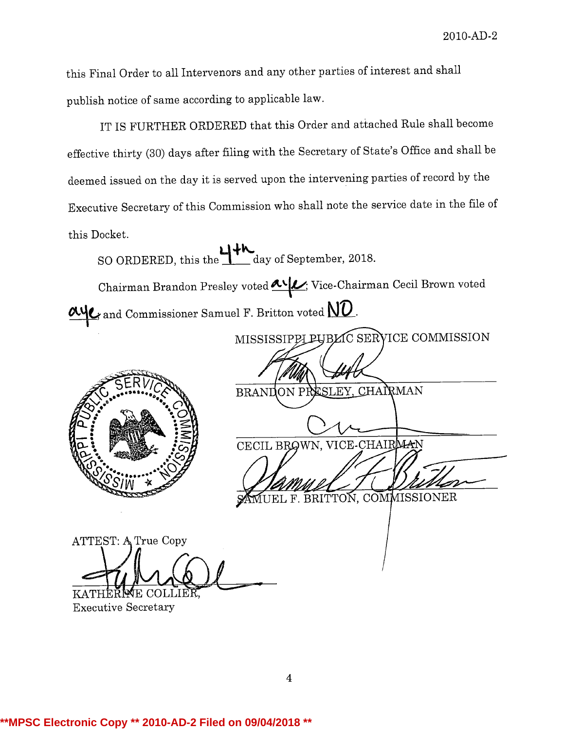this Final Order to all Intervenors and any other parties of interest and shall publish notice of same according to applicable law.

IT IS FURTHER ORDERED that this Order and attached Rule shall become effective thirty (30) days after filing with the Secretary of State's Office and shall be deemed issued on the day it is served upon the intervening parties of record by the Executive Secretary of this Commission who shall note the service date in the file of this Docket.

SO ORDERED, this the 4th day of September, 2018.

Chairman Brandon Presley voted aye; Vice-Chairman Cecil Brown voted aye, and Commissioner Samuel F. Britton voted NO.

MISSISSIPPI PUBLIC SERVICE COMMISSION

BRANDON PRESLEY, CHAIRMAN

CECIL BROWN, VICE-CHAIRMAN

SAMUEL F. BRITTON, COMMISSIONER

ATTEST: A True Copy

KATHERINE COLLIER,
Executive Secretary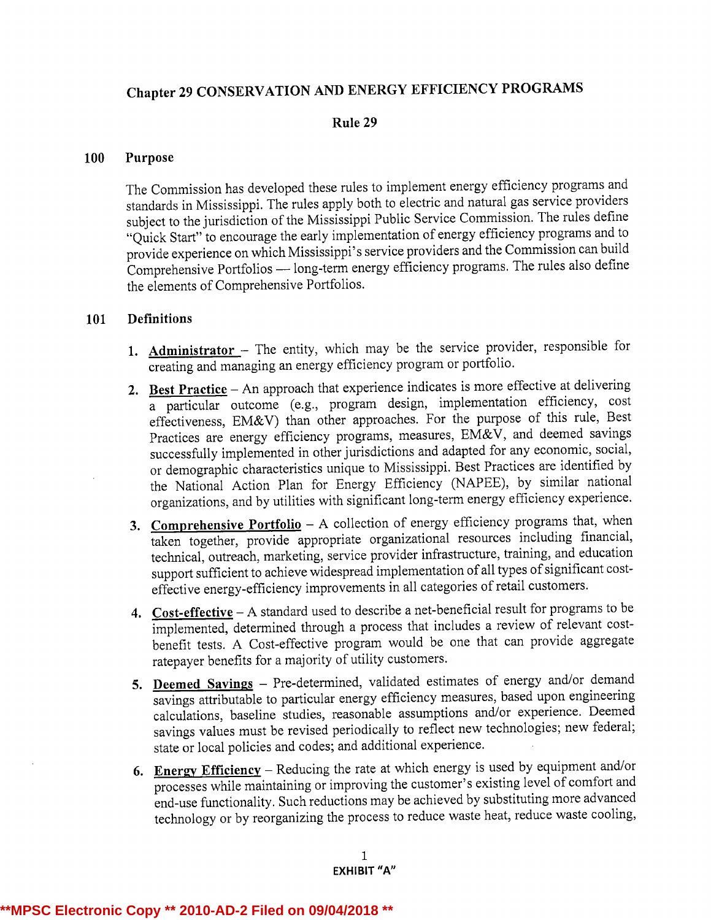# Chapter 29 CONSERVATION AND ENERGY EFFICIENCY PROGRAMS

## Rule 29

### 100 Purpose

The Commission has developed these rules to implement energy efficiency programs and standards in Mississippi. The rules apply both to electric and natural gas service providers subject to the jurisdiction of the Mississippi Public Service Commission. The rules define "Quick Start" to encourage the early implementation of energy efficiency programs and to provide experience on which Mississippi's service providers and the Commission can build Comprehensive Portfolios — long-term energy efficiency programs. The rules also define the elements of Comprehensive Portfolios.

### 101 Definitions

1. **Administrator** – The entity, which may be the service provider, responsible for creating and managing an energy efficiency program or portfolio.
2. **Best Practice** – An approach that experience indicates is more effective at delivering a particular outcome (e.g., program design, implementation efficiency, cost effectiveness, EM&V) than other approaches. For the purpose of this rule, Best Practices are energy efficiency programs, measures, EM&V, and deemed savings successfully implemented in other jurisdictions and adapted for any economic, social, or demographic characteristics unique to Mississippi. Best Practices are identified by the National Action Plan for Energy Efficiency (NAPEE), by similar national organizations, and by utilities with significant long-term energy efficiency experience.
3. **Comprehensive Portfolio** – A collection of energy efficiency programs that, when taken together, provide appropriate organizational resources including financial, technical, outreach, marketing, service provider infrastructure, training, and education support sufficient to achieve widespread implementation of all types of significant cost-effective energy-efficiency improvements in all categories of retail customers.
4. **Cost-effective** – A standard used to describe a net-beneficial result for programs to be implemented, determined through a process that includes a review of relevant cost-benefit tests. A Cost-effective program would be one that can provide aggregate ratepayer benefits for a majority of utility customers.
5. **Deemed Savings** – Pre-determined, validated estimates of energy and/or demand savings attributable to particular energy efficiency measures, based upon engineering calculations, baseline studies, reasonable assumptions and/or experience. Deemed savings values must be revised periodically to reflect new technologies; new federal; state or local policies and codes; and additional experience.
6. **Energy Efficiency** – Reducing the rate at which energy is used by equipment and/or processes while maintaining or improving the customer's existing level of comfort and end-use functionality. Such reductions may be achieved by substituting more advanced technology or by reorganizing the process to reduce waste heat, reduce waste cooling,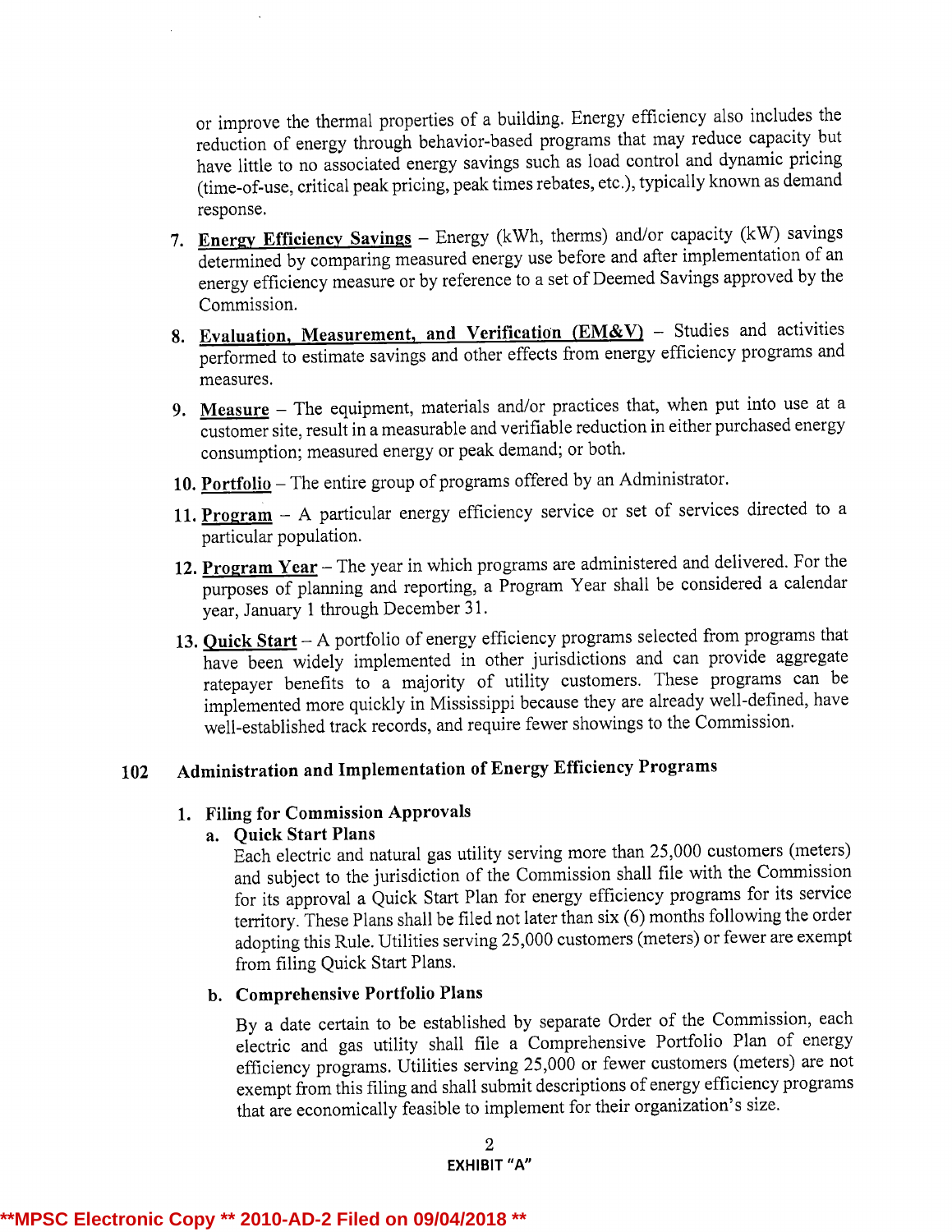or improve the thermal properties of a building. Energy efficiency also includes the reduction of energy through behavior-based programs that may reduce capacity but have little to no associated energy savings such as load control and dynamic pricing (time-of-use, critical peak pricing, peak times rebates, etc.), typically known as demand response.

7. **Energy Efficiency Savings** – Energy (kWh, therms) and/or capacity (kW) savings determined by comparing measured energy use before and after implementation of an energy efficiency measure or by reference to a set of Deemed Savings approved by the Commission.

8. **Evaluation, Measurement, and Verification (EM&V)** – Studies and activities performed to estimate savings and other effects from energy efficiency programs and measures.

9. **Measure** – The equipment, materials and/or practices that, when put into use at a customer site, result in a measurable and verifiable reduction in either purchased energy consumption; measured energy or peak demand; or both.

10. **Portfolio** – The entire group of programs offered by an Administrator.

11. **Program** – A particular energy efficiency service or set of services directed to a particular population.

12. **Program Year** – The year in which programs are administered and delivered. For the purposes of planning and reporting, a Program Year shall be considered a calendar year, January 1 through December 31.

13. **Quick Start** – A portfolio of energy efficiency programs selected from programs that have been widely implemented in other jurisdictions and can provide aggregate ratepayer benefits to a majority of utility customers. These programs can be implemented more quickly in Mississippi because they are already well-defined, have well-established track records, and require fewer showings to the Commission.

## 102 Administration and Implementation of Energy Efficiency Programs

### 1. Filing for Commission Approvals

#### a. Quick Start Plans

Each electric and natural gas utility serving more than 25,000 customers (meters) and subject to the jurisdiction of the Commission shall file with the Commission for its approval a Quick Start Plan for energy efficiency programs for its service territory. These Plans shall be filed not later than six (6) months following the order adopting this Rule. Utilities serving 25,000 customers (meters) or fewer are exempt from filing Quick Start Plans.

#### b. Comprehensive Portfolio Plans

By a date certain to be established by separate Order of the Commission, each electric and gas utility shall file a Comprehensive Portfolio Plan of energy efficiency programs. Utilities serving 25,000 or fewer customers (meters) are not exempt from this filing and shall submit descriptions of energy efficiency programs that are economically feasible to implement for their organization's size.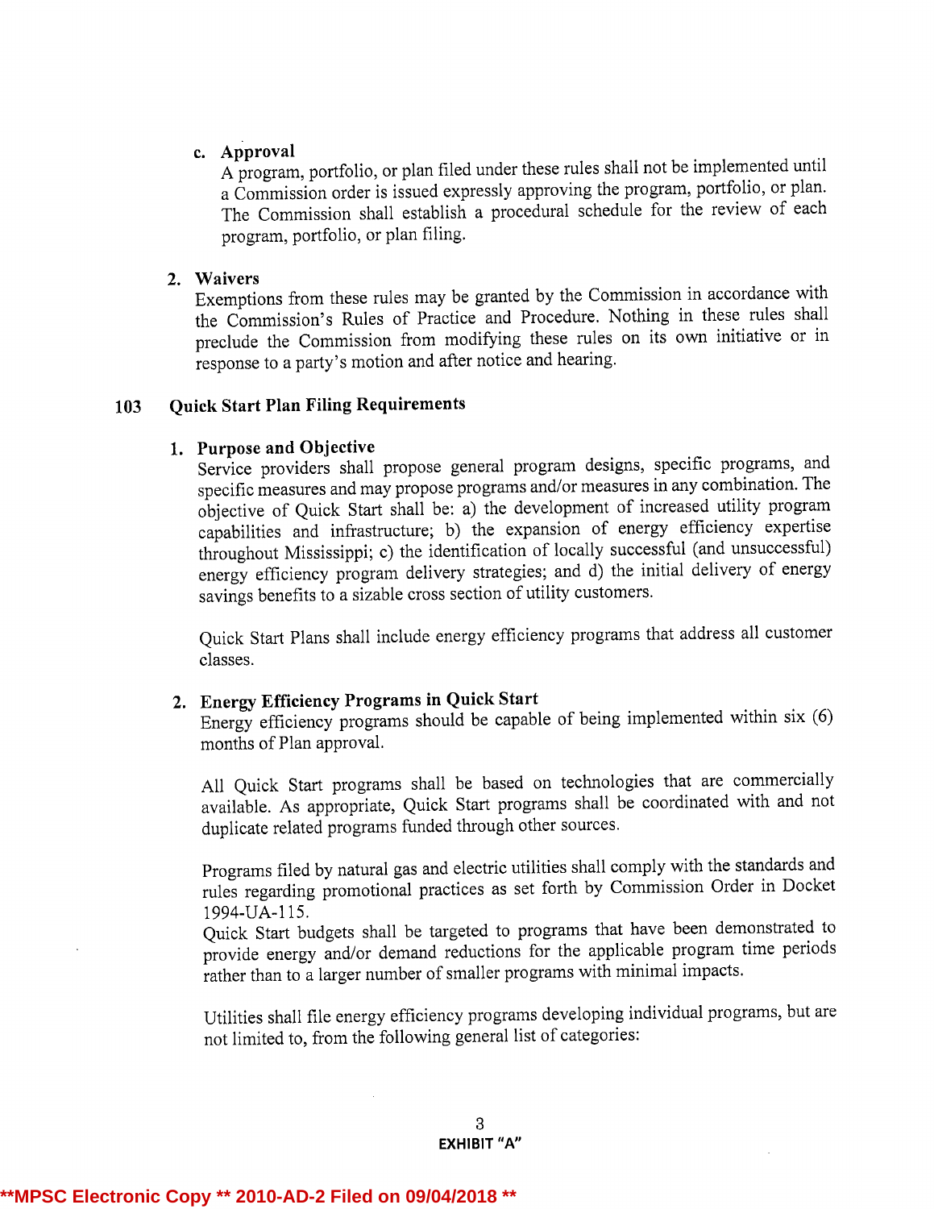**c. Approval**

A program, portfolio, or plan filed under these rules shall not be implemented until a Commission order is issued expressly approving the program, portfolio, or plan. The Commission shall establish a procedural schedule for the review of each program, portfolio, or plan filing.

**2. Waivers**

Exemptions from these rules may be granted by the Commission in accordance with the Commission's Rules of Practice and Procedure. Nothing in these rules shall preclude the Commission from modifying these rules on its own initiative or in response to a party's motion and after notice and hearing.

## 103 Quick Start Plan Filing Requirements

**1. Purpose and Objective**

Service providers shall propose general program designs, specific programs, and specific measures and may propose programs and/or measures in any combination. The objective of Quick Start shall be: a) the development of increased utility program capabilities and infrastructure; b) the expansion of energy efficiency expertise throughout Mississippi; c) the identification of locally successful (and unsuccessful) energy efficiency program delivery strategies; and d) the initial delivery of energy savings benefits to a sizable cross section of utility customers.

Quick Start Plans shall include energy efficiency programs that address all customer classes.

**2. Energy Efficiency Programs in Quick Start**

Energy efficiency programs should be capable of being implemented within six (6) months of Plan approval.

All Quick Start programs shall be based on technologies that are commercially available. As appropriate, Quick Start programs shall be coordinated with and not duplicate related programs funded through other sources.

Programs filed by natural gas and electric utilities shall comply with the standards and rules regarding promotional practices as set forth by Commission Order in Docket 1994-UA-115.

Quick Start budgets shall be targeted to programs that have been demonstrated to provide energy and/or demand reductions for the applicable program time periods rather than to a larger number of smaller programs with minimal impacts.

Utilities shall file energy efficiency programs developing individual programs, but are not limited to, from the following general list of categories:

EXHIBIT "A"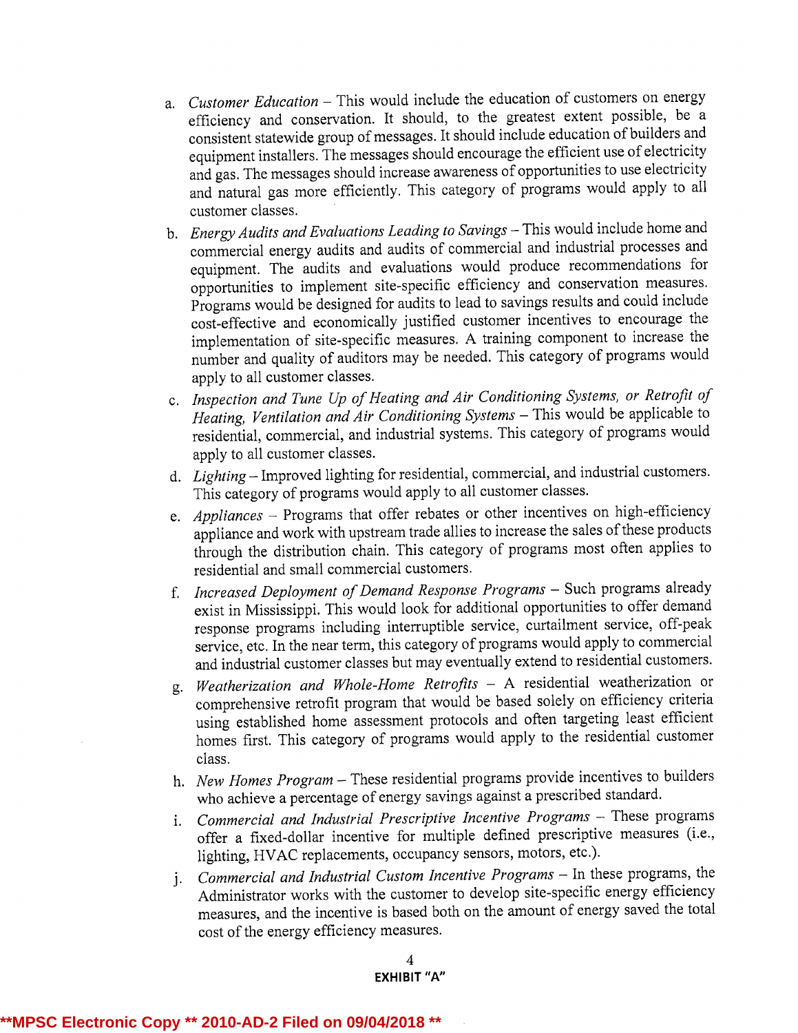a. *Customer Education* – This would include the education of customers on energy efficiency and conservation. It should, to the greatest extent possible, be a consistent statewide group of messages. It should include education of builders and equipment installers. The messages should encourage the efficient use of electricity and gas. The messages should increase awareness of opportunities to use electricity and natural gas more efficiently. This category of programs would apply to all customer classes.

b. *Energy Audits and Evaluations Leading to Savings* – This would include home and commercial energy audits and audits of commercial and industrial processes and equipment. The audits and evaluations would produce recommendations for opportunities to implement site-specific efficiency and conservation measures. Programs would be designed for audits to lead to savings results and could include cost-effective and economically justified customer incentives to encourage the implementation of site-specific measures. A training component to increase the number and quality of auditors may be needed. This category of programs would apply to all customer classes.

c. *Inspection and Tune Up of Heating and Air Conditioning Systems, or Retrofit of Heating, Ventilation and Air Conditioning Systems* – This would be applicable to residential, commercial, and industrial systems. This category of programs would apply to all customer classes.

d. *Lighting* – Improved lighting for residential, commercial, and industrial customers. This category of programs would apply to all customer classes.

e. *Appliances* – Programs that offer rebates or other incentives on high-efficiency appliance and work with upstream trade allies to increase the sales of these products through the distribution chain. This category of programs most often applies to residential and small commercial customers.

f. *Increased Deployment of Demand Response Programs* – Such programs already exist in Mississippi. This would look for additional opportunities to offer demand response programs including interruptible service, curtailment service, off-peak service, etc. In the near term, this category of programs would apply to commercial and industrial customer classes but may eventually extend to residential customers.

g. *Weatherization and Whole-Home Retrofits* – A residential weatherization or comprehensive retrofit program that would be based solely on efficiency criteria using established home assessment protocols and often targeting least efficient homes first. This category of programs would apply to the residential customer class.

h. *New Homes Program* – These residential programs provide incentives to builders who achieve a percentage of energy savings against a prescribed standard.

i. *Commercial and Industrial Prescriptive Incentive Programs* – These programs offer a fixed-dollar incentive for multiple defined prescriptive measures (i.e., lighting, HVAC replacements, occupancy sensors, motors, etc.).

j. *Commercial and Industrial Custom Incentive Programs* – In these programs, the Administrator works with the customer to develop site-specific energy efficiency measures, and the incentive is based both on the amount of energy saved the total cost of the energy efficiency measures.

**EXHIBIT "A"**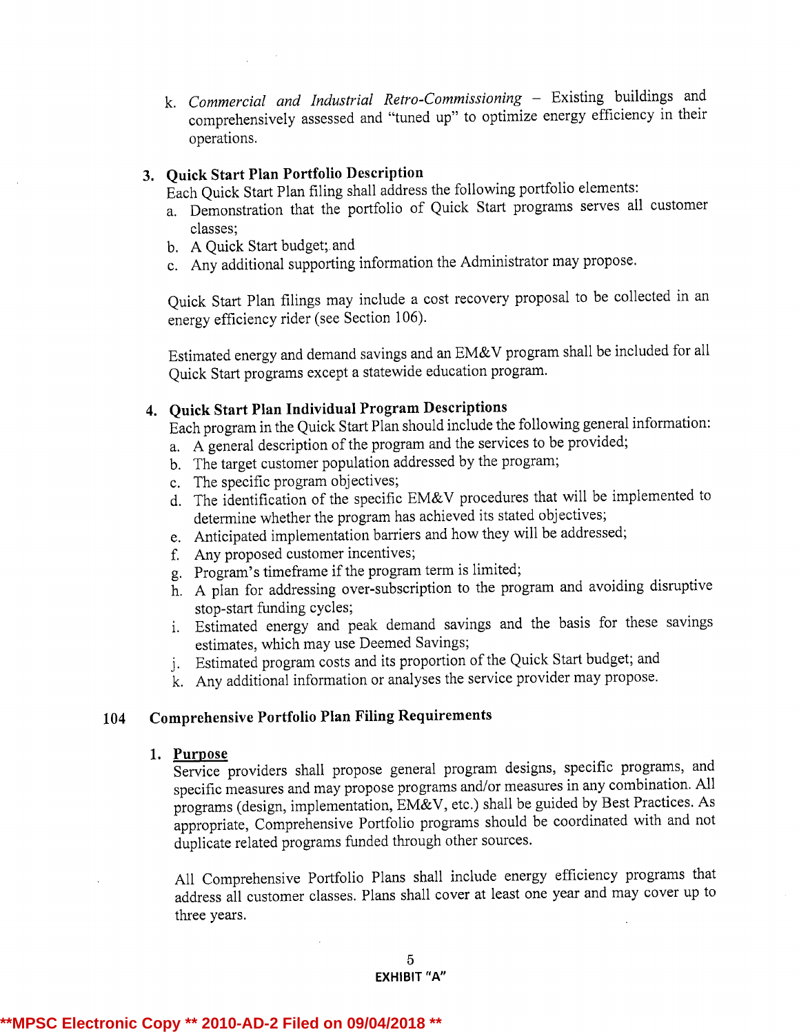k. *Commercial and Industrial Retro-Commissioning* – Existing buildings and comprehensively assessed and "tuned up" to optimize energy efficiency in their operations.

3. **Quick Start Plan Portfolio Description**

   Each Quick Start Plan filing shall address the following portfolio elements:

   a. Demonstration that the portfolio of Quick Start programs serves all customer classes;
   b. A Quick Start budget; and
   c. Any additional supporting information the Administrator may propose.

   Quick Start Plan filings may include a cost recovery proposal to be collected in an energy efficiency rider (see Section 106).

   Estimated energy and demand savings and an EM&V program shall be included for all Quick Start programs except a statewide education program.

4. **Quick Start Plan Individual Program Descriptions**

   Each program in the Quick Start Plan should include the following general information:

   a. A general description of the program and the services to be provided;
   b. The target customer population addressed by the program;
   c. The specific program objectives;
   d. The identification of the specific EM&V procedures that will be implemented to determine whether the program has achieved its stated objectives;
   e. Anticipated implementation barriers and how they will be addressed;
   f. Any proposed customer incentives;
   g. Program's timeframe if the program term is limited;
   h. A plan for addressing over-subscription to the program and avoiding disruptive stop-start funding cycles;
   i. Estimated energy and peak demand savings and the basis for these savings estimates, which may use Deemed Savings;
   j. Estimated program costs and its proportion of the Quick Start budget; and
   k. Any additional information or analyses the service provider may propose.

## 104 Comprehensive Portfolio Plan Filing Requirements

1. **Purpose**

   Service providers shall propose general program designs, specific programs, and specific measures and may propose programs and/or measures in any combination. All programs (design, implementation, EM&V, etc.) shall be guided by Best Practices. As appropriate, Comprehensive Portfolio programs should be coordinated with and not duplicate related programs funded through other sources.

   All Comprehensive Portfolio Plans shall include energy efficiency programs that address all customer classes. Plans shall cover at least one year and may cover up to three years.

EXHIBIT "A"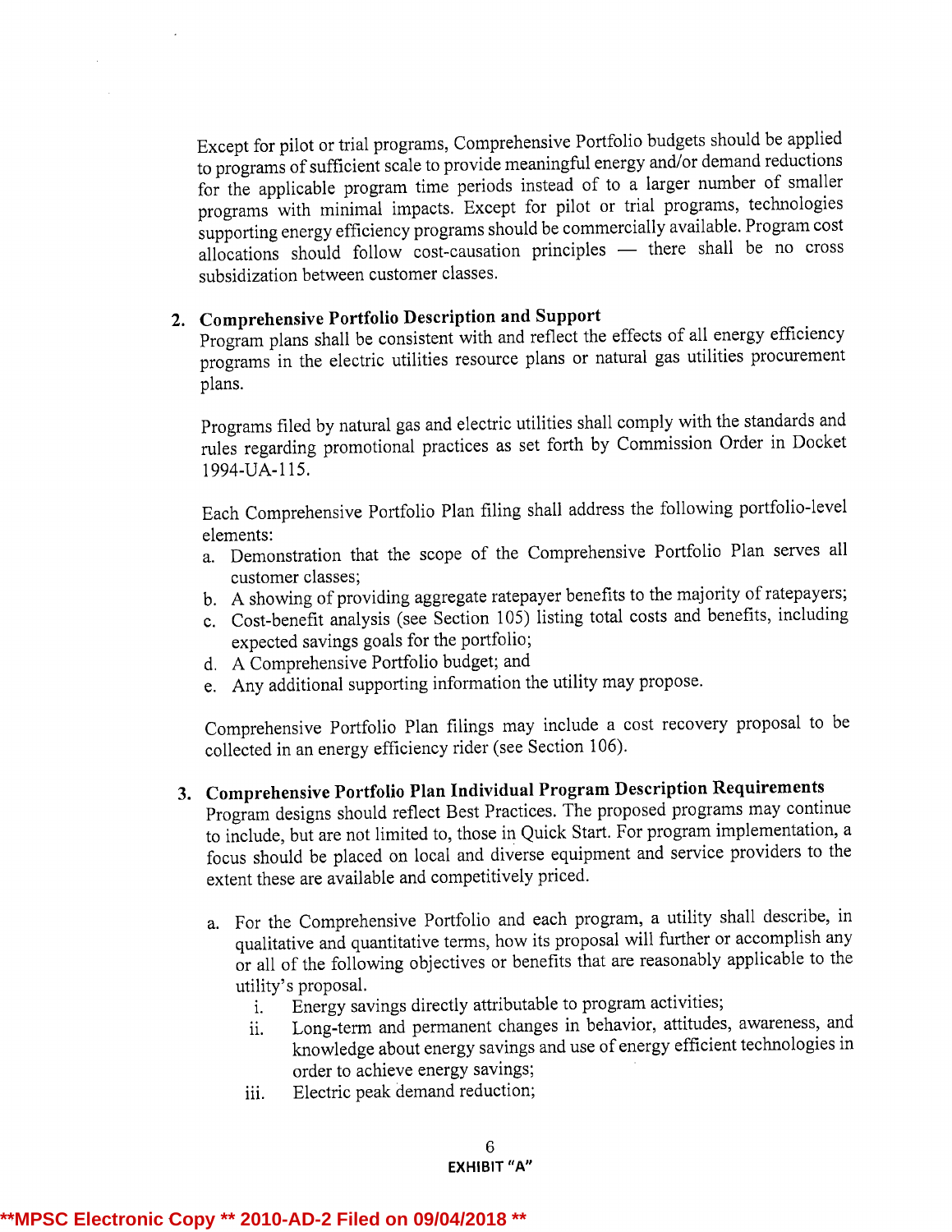Except for pilot or trial programs, Comprehensive Portfolio budgets should be applied to programs of sufficient scale to provide meaningful energy and/or demand reductions for the applicable program time periods instead of to a larger number of smaller programs with minimal impacts. Except for pilot or trial programs, technologies supporting energy efficiency programs should be commercially available. Program cost allocations should follow cost-causation principles — there shall be no cross subsidization between customer classes.

2. **Comprehensive Portfolio Description and Support**

   Program plans shall be consistent with and reflect the effects of all energy efficiency programs in the electric utilities resource plans or natural gas utilities procurement plans.

   Programs filed by natural gas and electric utilities shall comply with the standards and rules regarding promotional practices as set forth by Commission Order in Docket 1994-UA-115.

   Each Comprehensive Portfolio Plan filing shall address the following portfolio-level elements:

   a. Demonstration that the scope of the Comprehensive Portfolio Plan serves all customer classes;
   b. A showing of providing aggregate ratepayer benefits to the majority of ratepayers;
   c. Cost-benefit analysis (see Section 105) listing total costs and benefits, including expected savings goals for the portfolio;
   d. A Comprehensive Portfolio budget; and
   e. Any additional supporting information the utility may propose.

   Comprehensive Portfolio Plan filings may include a cost recovery proposal to be collected in an energy efficiency rider (see Section 106).

3. **Comprehensive Portfolio Plan Individual Program Description Requirements**

   Program designs should reflect Best Practices. The proposed programs may continue to include, but are not limited to, those in Quick Start. For program implementation, a focus should be placed on local and diverse equipment and service providers to the extent these are available and competitively priced.

   a. For the Comprehensive Portfolio and each program, a utility shall describe, in qualitative and quantitative terms, how its proposal will further or accomplish any or all of the following objectives or benefits that are reasonably applicable to the utility's proposal.
      i. Energy savings directly attributable to program activities;
      ii. Long-term and permanent changes in behavior, attitudes, awareness, and knowledge about energy savings and use of energy efficient technologies in order to achieve energy savings;
      iii. Electric peak demand reduction;

EXHIBIT "A"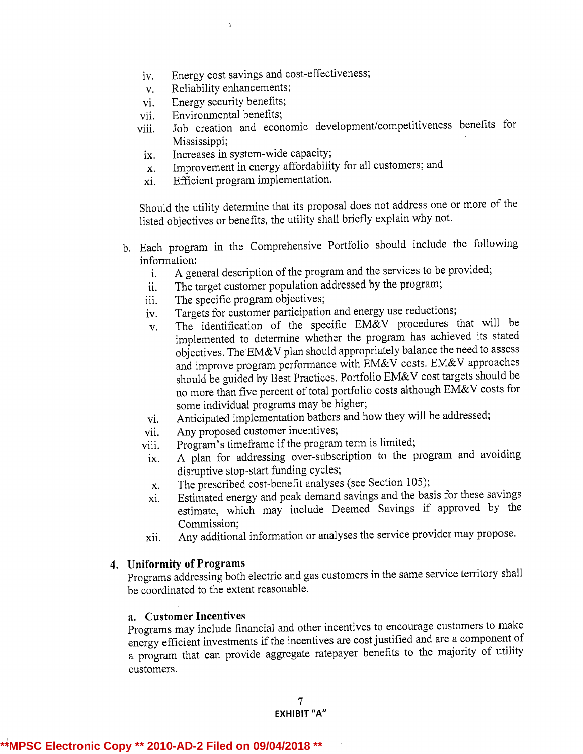iv. Energy cost savings and cost-effectiveness;
v. Reliability enhancements;
vi. Energy security benefits;
vii. Environmental benefits;
viii. Job creation and economic development/competitiveness benefits for Mississippi;
ix. Increases in system-wide capacity;
x. Improvement in energy affordability for all customers; and
xi. Efficient program implementation.

Should the utility determine that its proposal does not address one or more of the listed objectives or benefits, the utility shall briefly explain why not.

b. Each program in the Comprehensive Portfolio should include the following information:
   i. A general description of the program and the services to be provided;
   ii. The target customer population addressed by the program;
   iii. The specific program objectives;
   iv. Targets for customer participation and energy use reductions;
   v. The identification of the specific EM&V procedures that will be implemented to determine whether the program has achieved its stated objectives. The EM&V plan should appropriately balance the need to assess and improve program performance with EM&V costs. EM&V approaches should be guided by Best Practices. Portfolio EM&V cost targets should be no more than five percent of total portfolio costs although EM&V costs for some individual programs may be higher;
   vi. Anticipated implementation bathers and how they will be addressed;
   vii. Any proposed customer incentives;
   viii. Program's timeframe if the program term is limited;
   ix. A plan for addressing over-subscription to the program and avoiding disruptive stop-start funding cycles;
   x. The prescribed cost-benefit analyses (see Section 105);
   xi. Estimated energy and peak demand savings and the basis for these savings estimate, which may include Deemed Savings if approved by the Commission;
   xii. Any additional information or analyses the service provider may propose.

**4. Uniformity of Programs**

Programs addressing both electric and gas customers in the same service territory shall be coordinated to the extent reasonable.

**a. Customer Incentives**

Programs may include financial and other incentives to encourage customers to make energy efficient investments if the incentives are cost justified and are a component of a program that can provide aggregate ratepayer benefits to the majority of utility customers.

EXHIBIT "A"

**MPSC Electronic Copy ** 2010-AD-2 Filed on 09/04/2018 **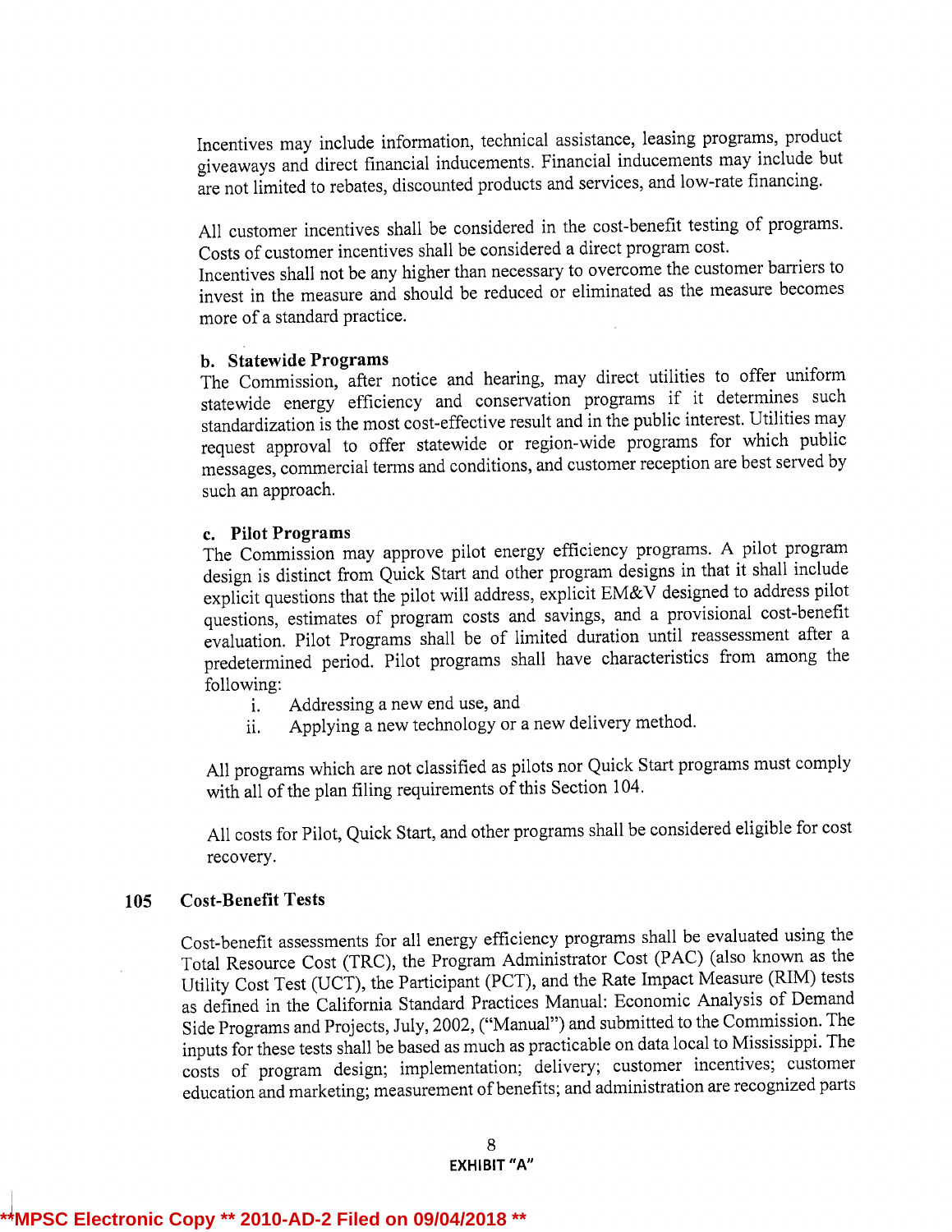Incentives may include information, technical assistance, leasing programs, product giveaways and direct financial inducements. Financial inducements may include but are not limited to rebates, discounted products and services, and low-rate financing.

All customer incentives shall be considered in the cost-benefit testing of programs. Costs of customer incentives shall be considered a direct program cost.
Incentives shall not be any higher than necessary to overcome the customer barriers to invest in the measure and should be reduced or eliminated as the measure becomes more of a standard practice.

**b. Statewide Programs**

The Commission, after notice and hearing, may direct utilities to offer uniform statewide energy efficiency and conservation programs if it determines such standardization is the most cost-effective result and in the public interest. Utilities may request approval to offer statewide or region-wide programs for which public messages, commercial terms and conditions, and customer reception are best served by such an approach.

**c. Pilot Programs**

The Commission may approve pilot energy efficiency programs. A pilot program design is distinct from Quick Start and other program designs in that it shall include explicit questions that the pilot will address, explicit EM&V designed to address pilot questions, estimates of program costs and savings, and a provisional cost-benefit evaluation. Pilot Programs shall be of limited duration until reassessment after a predetermined period. Pilot programs shall have characteristics from among the following:

i. Addressing a new end use, and
ii. Applying a new technology or a new delivery method.

All programs which are not classified as pilots nor Quick Start programs must comply with all of the plan filing requirements of this Section 104.

All costs for Pilot, Quick Start, and other programs shall be considered eligible for cost recovery.

## 105 Cost-Benefit Tests

Cost-benefit assessments for all energy efficiency programs shall be evaluated using the Total Resource Cost (TRC), the Program Administrator Cost (PAC) (also known as the Utility Cost Test (UCT), the Participant (PCT), and the Rate Impact Measure (RIM) tests as defined in the California Standard Practices Manual: Economic Analysis of Demand Side Programs and Projects, July, 2002, ("Manual") and submitted to the Commission. The inputs for these tests shall be based as much as practicable on data local to Mississippi. The costs of program design; implementation; delivery; customer incentives; customer education and marketing; measurement of benefits; and administration are recognized parts

EXHIBIT "A"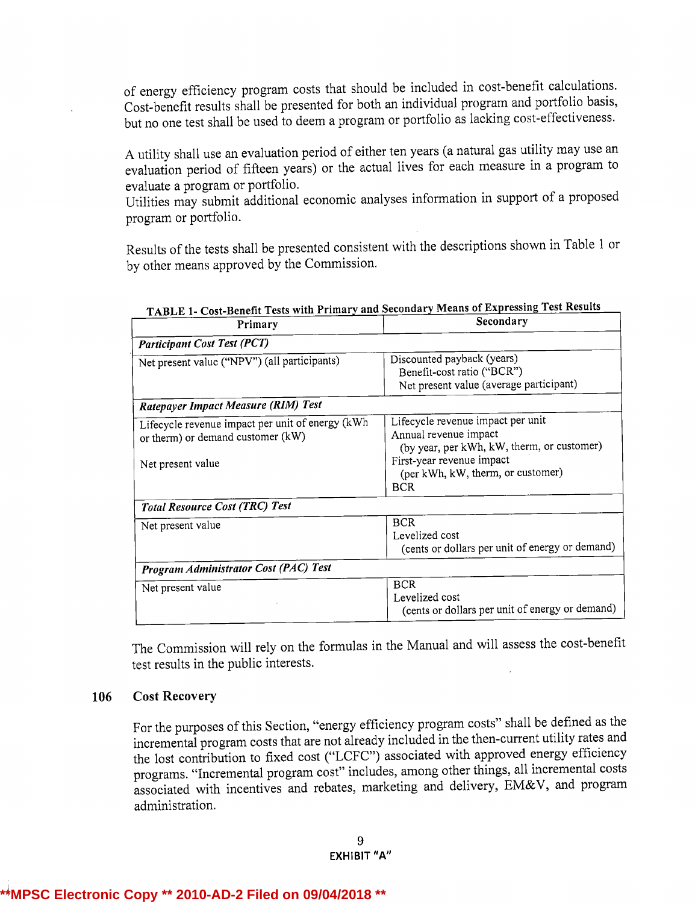of energy efficiency program costs that should be included in cost-benefit calculations. Cost-benefit results shall be presented for both an individual program and portfolio basis, but no one test shall be used to deem a program or portfolio as lacking cost-effectiveness.

A utility shall use an evaluation period of either ten years (a natural gas utility may use an evaluation period of fifteen years) or the actual lives for each measure in a program to evaluate a program or portfolio.
Utilities may submit additional economic analyses information in support of a proposed program or portfolio.

Results of the tests shall be presented consistent with the descriptions shown in Table 1 or by other means approved by the Commission.

**TABLE 1- Cost-Benefit Tests with Primary and Secondary Means of Expressing Test Results**

| Primary | Secondary |
|---|---|
| ***Participant Cost Test (PCT)*** | |
| Net present value ("NPV") (all participants) | Discounted payback (years)<br>Benefit-cost ratio ("BCR")<br>Net present value (average participant) |
| ***Ratepayer Impact Measure (RIM) Test*** | |
| Lifecycle revenue impact per unit of energy (kWh or therm) or demand customer (kW)<br><br>Net present value | Lifecycle revenue impact per unit<br>Annual revenue impact<br>(by year, per kWh, kW, therm, or customer)<br>First-year revenue impact<br>(per kWh, kW, therm, or customer)<br>BCR |
| ***Total Resource Cost (TRC) Test*** | |
| Net present value | BCR<br>Levelized cost<br>(cents or dollars per unit of energy or demand) |
| ***Program Administrator Cost (PAC) Test*** | |
| Net present value | BCR<br>Levelized cost<br>(cents or dollars per unit of energy or demand) |

The Commission will rely on the formulas in the Manual and will assess the cost-benefit test results in the public interests.

## 106 Cost Recovery

For the purposes of this Section, "energy efficiency program costs" shall be defined as the incremental program costs that are not already included in the then-current utility rates and the lost contribution to fixed cost ("LCFC") associated with approved energy efficiency programs. "Incremental program cost" includes, among other things, all incremental costs associated with incentives and rebates, marketing and delivery, EM&V, and program administration.

EXHIBIT "A"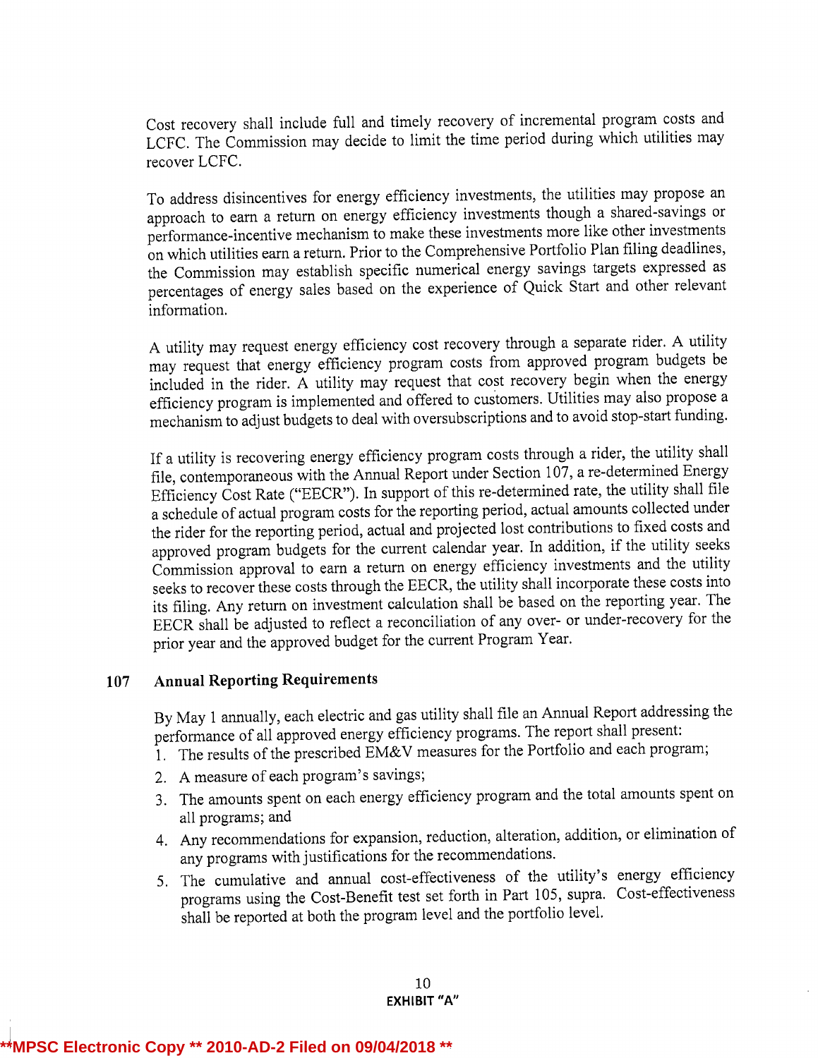Cost recovery shall include full and timely recovery of incremental program costs and LCFC. The Commission may decide to limit the time period during which utilities may recover LCFC.

To address disincentives for energy efficiency investments, the utilities may propose an approach to earn a return on energy efficiency investments though a shared-savings or performance-incentive mechanism to make these investments more like other investments on which utilities earn a return. Prior to the Comprehensive Portfolio Plan filing deadlines, the Commission may establish specific numerical energy savings targets expressed as percentages of energy sales based on the experience of Quick Start and other relevant information.

A utility may request energy efficiency cost recovery through a separate rider. A utility may request that energy efficiency program costs from approved program budgets be included in the rider. A utility may request that cost recovery begin when the energy efficiency program is implemented and offered to customers. Utilities may also propose a mechanism to adjust budgets to deal with oversubscriptions and to avoid stop-start funding.

If a utility is recovering energy efficiency program costs through a rider, the utility shall file, contemporaneous with the Annual Report under Section 107, a re-determined Energy Efficiency Cost Rate ("EECR"). In support of this re-determined rate, the utility shall file a schedule of actual program costs for the reporting period, actual amounts collected under the rider for the reporting period, actual and projected lost contributions to fixed costs and approved program budgets for the current calendar year. In addition, if the utility seeks Commission approval to earn a return on energy efficiency investments and the utility seeks to recover these costs through the EECR, the utility shall incorporate these costs into its filing. Any return on investment calculation shall be based on the reporting year. The EECR shall be adjusted to reflect a reconciliation of any over- or under-recovery for the prior year and the approved budget for the current Program Year.

## 107 Annual Reporting Requirements

By May 1 annually, each electric and gas utility shall file an Annual Report addressing the performance of all approved energy efficiency programs. The report shall present:

1. The results of the prescribed EM&V measures for the Portfolio and each program;
2. A measure of each program's savings;
3. The amounts spent on each energy efficiency program and the total amounts spent on all programs; and
4. Any recommendations for expansion, reduction, alteration, addition, or elimination of any programs with justifications for the recommendations.
5. The cumulative and annual cost-effectiveness of the utility's energy efficiency programs using the Cost-Benefit test set forth in Part 105, supra. Cost-effectiveness shall be reported at both the program level and the portfolio level.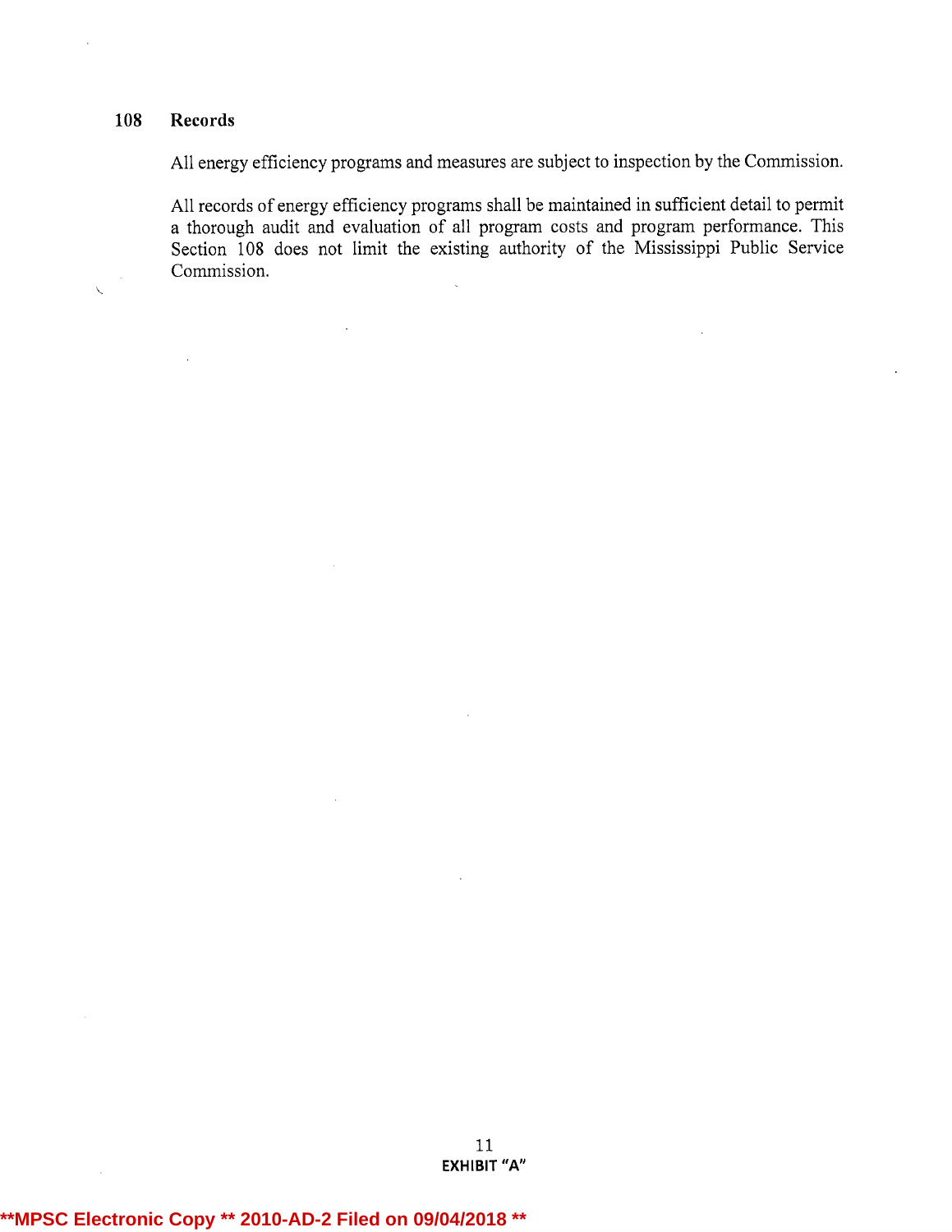## 108 Records

All energy efficiency programs and measures are subject to inspection by the Commission.

All records of energy efficiency programs shall be maintained in sufficient detail to permit a thorough audit and evaluation of all program costs and program performance. This Section 108 does not limit the existing authority of the Mississippi Public Service Commission.

EXHIBIT "A"